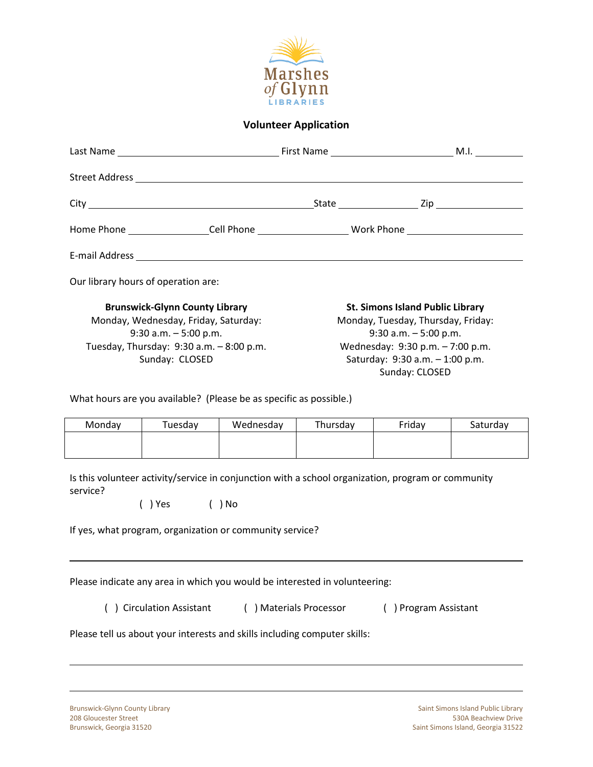Marshes of Glynn LIBRARIES

## Volunteer Application

Last Name ______________________________ First Name ______________________ M.I. _________

Street Address ________________________________________________________________________

City ___________________________________________ State _______________ Zip ________________

Home Phone _______________ Cell Phone _________________ Work Phone ______________________

E-mail Address ________________________________________________________________________

Our library hours of operation are:

**Brunswick-Glynn County Library**
Monday, Wednesday, Friday, Saturday:
9:30 a.m. – 5:00 p.m.
Tuesday, Thursday: 9:30 a.m. – 8:00 p.m.
Sunday: CLOSED

**St. Simons Island Public Library**
Monday, Tuesday, Thursday, Friday:
9:30 a.m. – 5:00 p.m.
Wednesday: 9:30 p.m. – 7:00 p.m.
Saturday: 9:30 a.m. – 1:00 p.m.
Sunday: CLOSED

What hours are you available? (Please be as specific as possible.)

| Monday | Tuesday | Wednesday | Thursday | Friday | Saturday |
|---|---|---|---|---|---|
| | | | | | |

Is this volunteer activity/service in conjunction with a school organization, program or community service?

( ) Yes ( ) No

If yes, what program, organization or community service?

________________________________________________________________________

Please indicate any area in which you would be interested in volunteering:

( ) Circulation Assistant ( ) Materials Processor ( ) Program Assistant

Please tell us about your interests and skills including computer skills:

________________________________________________________________________

________________________________________________________________________

Brunswick-Glynn County Library
208 Gloucester Street
Brunswick, Georgia 31520

Saint Simons Island Public Library
530A Beachview Drive
Saint Simons Island, Georgia 31522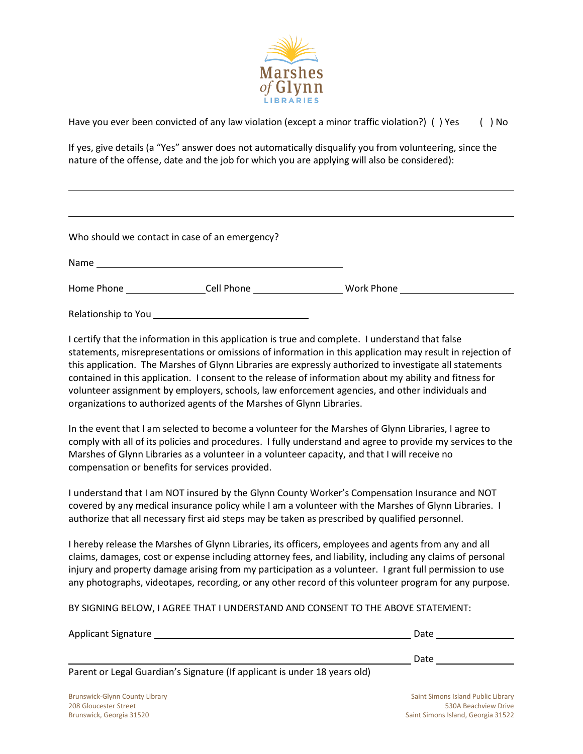Have you ever been convicted of any law violation (except a minor traffic violation?) ( ) Yes ( ) No

If yes, give details (a "Yes" answer does not automatically disqualify you from volunteering, since the nature of the offense, date and the job for which you are applying will also be considered):

______________________________________________________________________________

______________________________________________________________________________

Who should we contact in case of an emergency?

Name ____________________________________________

Home Phone ______________ Cell Phone ________________ Work Phone ____________________

Relationship to You ___________________________

I certify that the information in this application is true and complete. I understand that false statements, misrepresentations or omissions of information in this application may result in rejection of this application. The Marshes of Glynn Libraries are expressly authorized to investigate all statements contained in this application. I consent to the release of information about my ability and fitness for volunteer assignment by employers, schools, law enforcement agencies, and other individuals and organizations to authorized agents of the Marshes of Glynn Libraries.

In the event that I am selected to become a volunteer for the Marshes of Glynn Libraries, I agree to comply with all of its policies and procedures. I fully understand and agree to provide my services to the Marshes of Glynn Libraries as a volunteer in a volunteer capacity, and that I will receive no compensation or benefits for services provided.

I understand that I am NOT insured by the Glynn County Worker's Compensation Insurance and NOT covered by any medical insurance policy while I am a volunteer with the Marshes of Glynn Libraries. I authorize that all necessary first aid steps may be taken as prescribed by qualified personnel.

I hereby release the Marshes of Glynn Libraries, its officers, employees and agents from any and all claims, damages, cost or expense including attorney fees, and liability, including any claims of personal injury and property damage arising from my participation as a volunteer. I grant full permission to use any photographs, videotapes, recording, or any other record of this volunteer program for any purpose.

BY SIGNING BELOW, I AGREE THAT I UNDERSTAND AND CONSENT TO THE ABOVE STATEMENT:

Applicant Signature ______________________________________________ Date ______________

_____________________________________________________________ Date ______________

Parent or Legal Guardian's Signature (If applicant is under 18 years old)

Brunswick-Glynn County Library
208 Gloucester Street
Brunswick, Georgia 31520

Saint Simons Island Public Library
530A Beachview Drive
Saint Simons Island, Georgia 31522